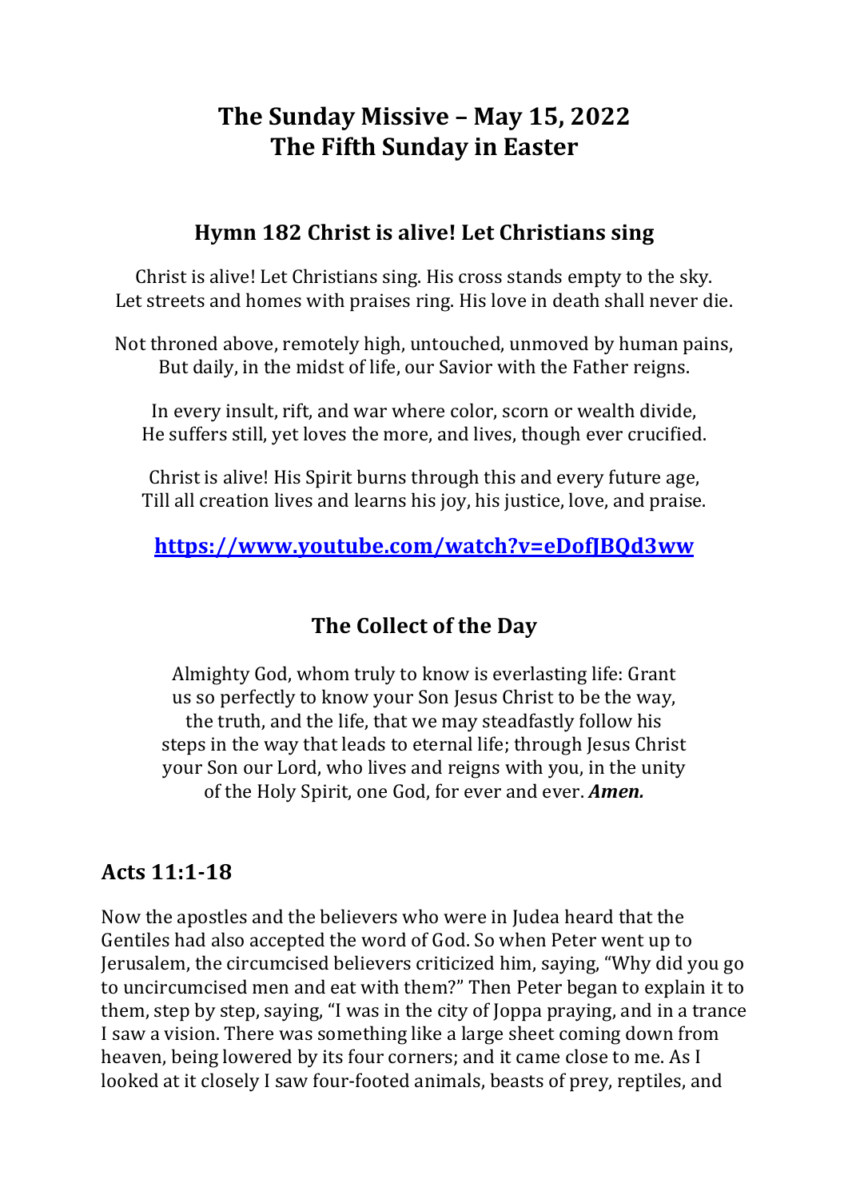# The Sunday Missive – May 15, 2022
# The Fifth Sunday in Easter

## Hymn 182 Christ is alive! Let Christians sing

Christ is alive! Let Christians sing. His cross stands empty to the sky.
Let streets and homes with praises ring. His love in death shall never die.

Not throned above, remotely high, untouched, unmoved by human pains,
But daily, in the midst of life, our Savior with the Father reigns.

In every insult, rift, and war where color, scorn or wealth divide,
He suffers still, yet loves the more, and lives, though ever crucified.

Christ is alive! His Spirit burns through this and every future age,
Till all creation lives and learns his joy, his justice, love, and praise.

**https://www.youtube.com/watch?v=eDofJBQd3ww**

## The Collect of the Day

Almighty God, whom truly to know is everlasting life: Grant us so perfectly to know your Son Jesus Christ to be the way, the truth, and the life, that we may steadfastly follow his steps in the way that leads to eternal life; through Jesus Christ your Son our Lord, who lives and reigns with you, in the unity of the Holy Spirit, one God, for ever and ever. ***Amen.***

## Acts 11:1-18

Now the apostles and the believers who were in Judea heard that the Gentiles had also accepted the word of God. So when Peter went up to Jerusalem, the circumcised believers criticized him, saying, "Why did you go to uncircumcised men and eat with them?" Then Peter began to explain it to them, step by step, saying, "I was in the city of Joppa praying, and in a trance I saw a vision. There was something like a large sheet coming down from heaven, being lowered by its four corners; and it came close to me. As I looked at it closely I saw four-footed animals, beasts of prey, reptiles, and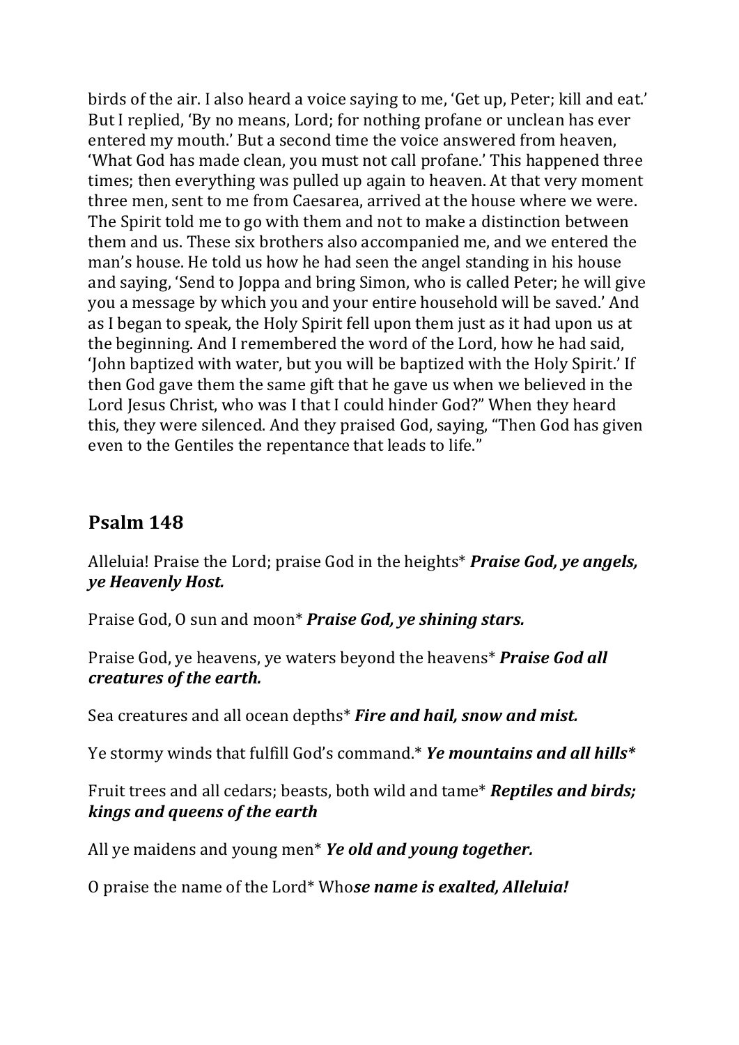birds of the air. I also heard a voice saying to me, 'Get up, Peter; kill and eat.' But I replied, 'By no means, Lord; for nothing profane or unclean has ever entered my mouth.' But a second time the voice answered from heaven, 'What God has made clean, you must not call profane.' This happened three times; then everything was pulled up again to heaven. At that very moment three men, sent to me from Caesarea, arrived at the house where we were. The Spirit told me to go with them and not to make a distinction between them and us. These six brothers also accompanied me, and we entered the man's house. He told us how he had seen the angel standing in his house and saying, 'Send to Joppa and bring Simon, who is called Peter; he will give you a message by which you and your entire household will be saved.' And as I began to speak, the Holy Spirit fell upon them just as it had upon us at the beginning. And I remembered the word of the Lord, how he had said, 'John baptized with water, but you will be baptized with the Holy Spirit.' If then God gave them the same gift that he gave us when we believed in the Lord Jesus Christ, who was I that I could hinder God?" When they heard this, they were silenced. And they praised God, saying, "Then God has given even to the Gentiles the repentance that leads to life."

## Psalm 148

Alleluia! Praise the Lord; praise God in the heights* ***Praise God, ye angels, ye Heavenly Host.***

Praise God, O sun and moon* ***Praise God, ye shining stars.***

Praise God, ye heavens, ye waters beyond the heavens* ***Praise God all creatures of the earth.***

Sea creatures and all ocean depths* ***Fire and hail, snow and mist.***

Ye stormy winds that fulfill God's command.* ***Ye mountains and all hills****

Fruit trees and all cedars; beasts, both wild and tame* ***Reptiles and birds; kings and queens of the earth***

All ye maidens and young men* ***Ye old and young together.***

O praise the name of the Lord* Who***se name is exalted, Alleluia!***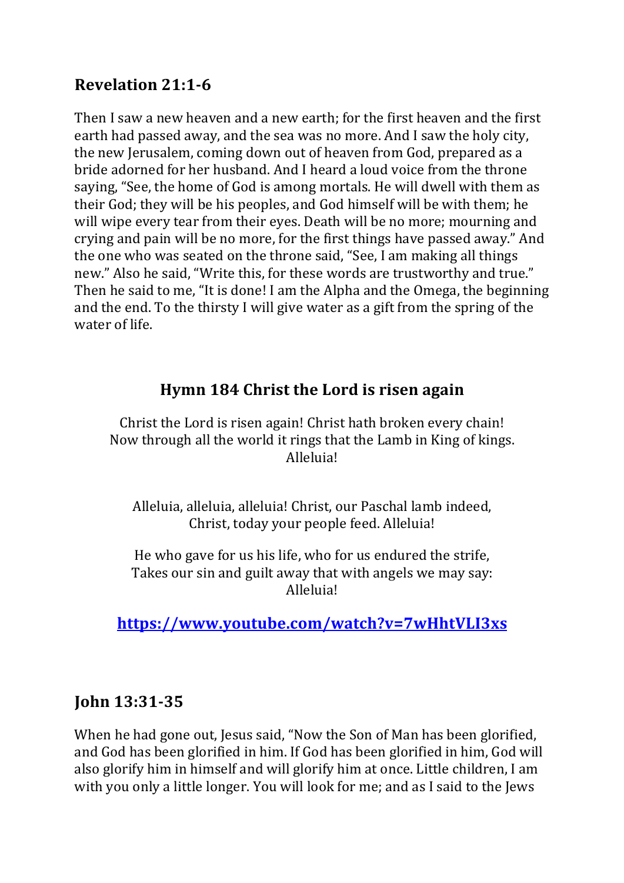## Revelation 21:1-6

Then I saw a new heaven and a new earth; for the first heaven and the first earth had passed away, and the sea was no more. And I saw the holy city, the new Jerusalem, coming down out of heaven from God, prepared as a bride adorned for her husband. And I heard a loud voice from the throne saying, “See, the home of God is among mortals. He will dwell with them as their God; they will be his peoples, and God himself will be with them; he will wipe every tear from their eyes. Death will be no more; mourning and crying and pain will be no more, for the first things have passed away.” And the one who was seated on the throne said, “See, I am making all things new.” Also he said, “Write this, for these words are trustworthy and true.” Then he said to me, “It is done! I am the Alpha and the Omega, the beginning and the end. To the thirsty I will give water as a gift from the spring of the water of life.

## Hymn 184 Christ the Lord is risen again

Christ the Lord is risen again! Christ hath broken every chain!
Now through all the world it rings that the Lamb in King of kings.
Alleluia!

Alleluia, alleluia, alleluia! Christ, our Paschal lamb indeed,
Christ, today your people feed. Alleluia!

He who gave for us his life, who for us endured the strife,
Takes our sin and guilt away that with angels we may say:
Alleluia!

**https://www.youtube.com/watch?v=7wHhtVLI3xs**

## John 13:31-35

When he had gone out, Jesus said, “Now the Son of Man has been glorified, and God has been glorified in him. If God has been glorified in him, God will also glorify him in himself and will glorify him at once. Little children, I am with you only a little longer. You will look for me; and as I said to the Jews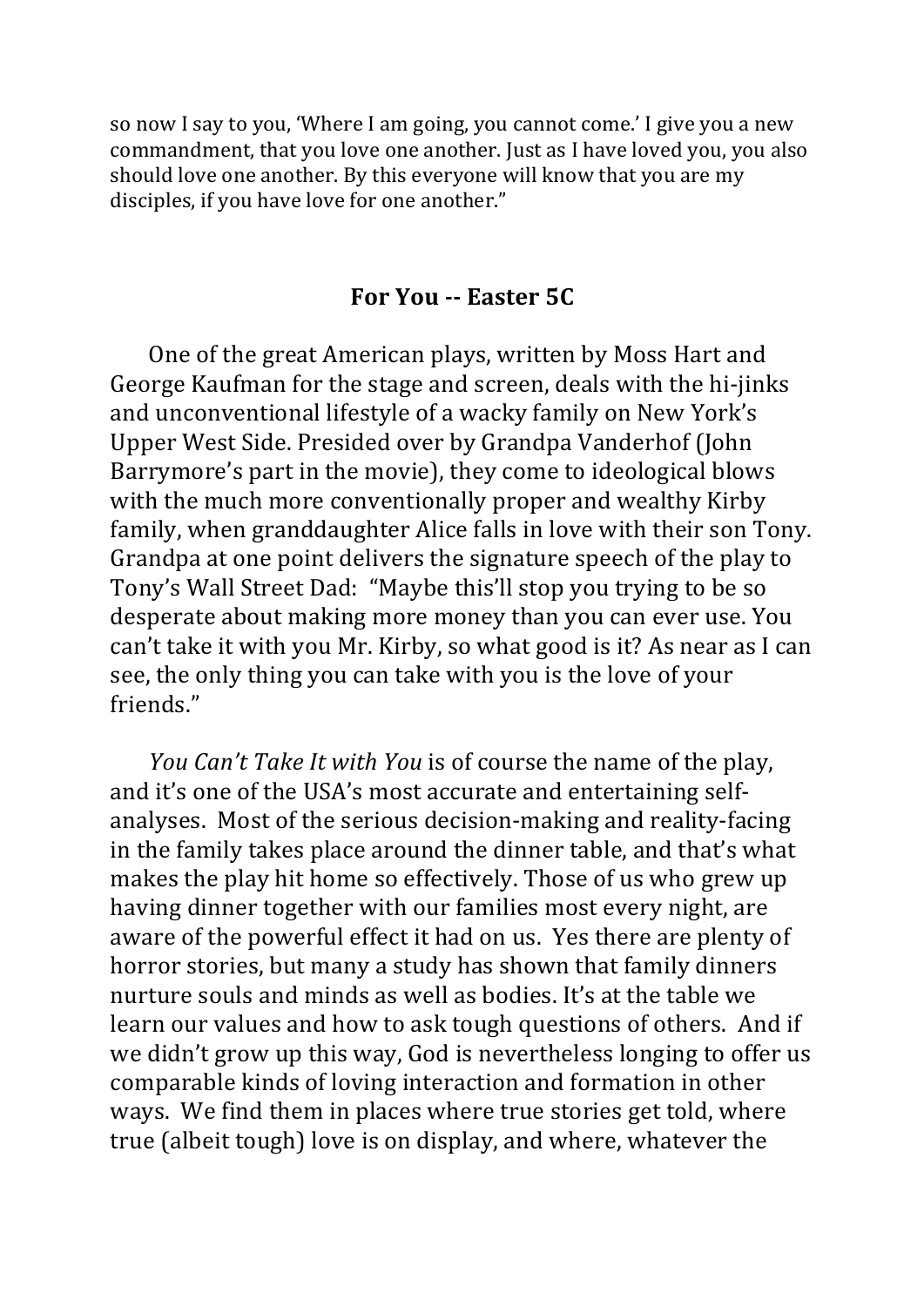so now I say to you, 'Where I am going, you cannot come.' I give you a new commandment, that you love one another. Just as I have loved you, you also should love one another. By this everyone will know that you are my disciples, if you have love for one another."

## For You -- Easter 5C

One of the great American plays, written by Moss Hart and George Kaufman for the stage and screen, deals with the hi-jinks and unconventional lifestyle of a wacky family on New York's Upper West Side. Presided over by Grandpa Vanderhof (John Barrymore's part in the movie), they come to ideological blows with the much more conventionally proper and wealthy Kirby family, when granddaughter Alice falls in love with their son Tony. Grandpa at one point delivers the signature speech of the play to Tony's Wall Street Dad: "Maybe this'll stop you trying to be so desperate about making more money than you can ever use. You can't take it with you Mr. Kirby, so what good is it? As near as I can see, the only thing you can take with you is the love of your friends."

*You Can't Take It with You* is of course the name of the play, and it's one of the USA's most accurate and entertaining self-analyses. Most of the serious decision-making and reality-facing in the family takes place around the dinner table, and that's what makes the play hit home so effectively. Those of us who grew up having dinner together with our families most every night, are aware of the powerful effect it had on us. Yes there are plenty of horror stories, but many a study has shown that family dinners nurture souls and minds as well as bodies. It's at the table we learn our values and how to ask tough questions of others. And if we didn't grow up this way, God is nevertheless longing to offer us comparable kinds of loving interaction and formation in other ways. We find them in places where true stories get told, where true (albeit tough) love is on display, and where, whatever the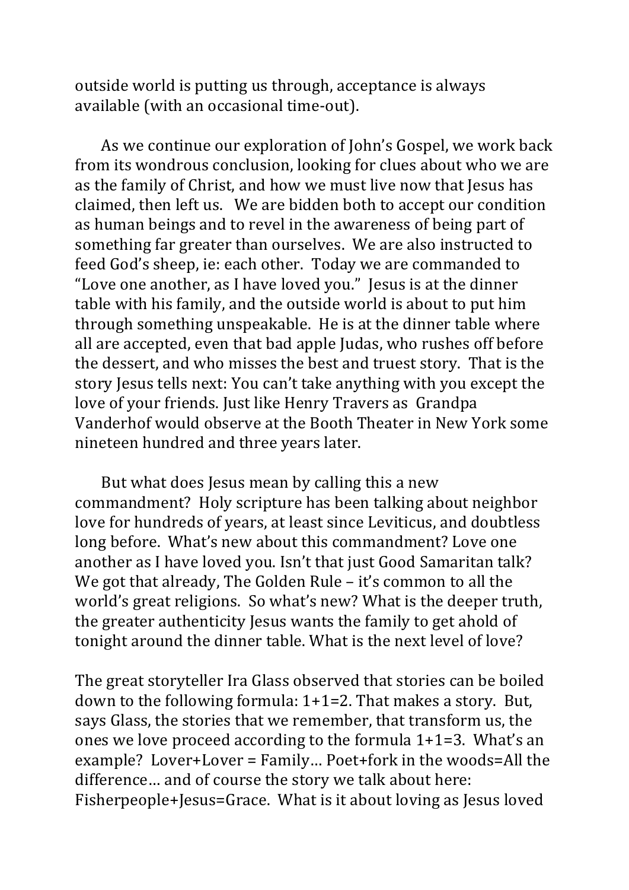outside world is putting us through, acceptance is always available (with an occasional time-out).

As we continue our exploration of John's Gospel, we work back from its wondrous conclusion, looking for clues about who we are as the family of Christ, and how we must live now that Jesus has claimed, then left us. We are bidden both to accept our condition as human beings and to revel in the awareness of being part of something far greater than ourselves. We are also instructed to feed God's sheep, ie: each other. Today we are commanded to "Love one another, as I have loved you." Jesus is at the dinner table with his family, and the outside world is about to put him through something unspeakable. He is at the dinner table where all are accepted, even that bad apple Judas, who rushes off before the dessert, and who misses the best and truest story. That is the story Jesus tells next: You can't take anything with you except the love of your friends. Just like Henry Travers as Grandpa Vanderhof would observe at the Booth Theater in New York some nineteen hundred and three years later.

But what does Jesus mean by calling this a new commandment? Holy scripture has been talking about neighbor love for hundreds of years, at least since Leviticus, and doubtless long before. What's new about this commandment? Love one another as I have loved you. Isn't that just Good Samaritan talk? We got that already, The Golden Rule – it's common to all the world's great religions. So what's new? What is the deeper truth, the greater authenticity Jesus wants the family to get ahold of tonight around the dinner table. What is the next level of love?

The great storyteller Ira Glass observed that stories can be boiled down to the following formula: 1+1=2. That makes a story. But, says Glass, the stories that we remember, that transform us, the ones we love proceed according to the formula 1+1=3. What's an example? Lover+Lover = Family… Poet+fork in the woods=All the difference… and of course the story we talk about here: Fisherpeople+Jesus=Grace. What is it about loving as Jesus loved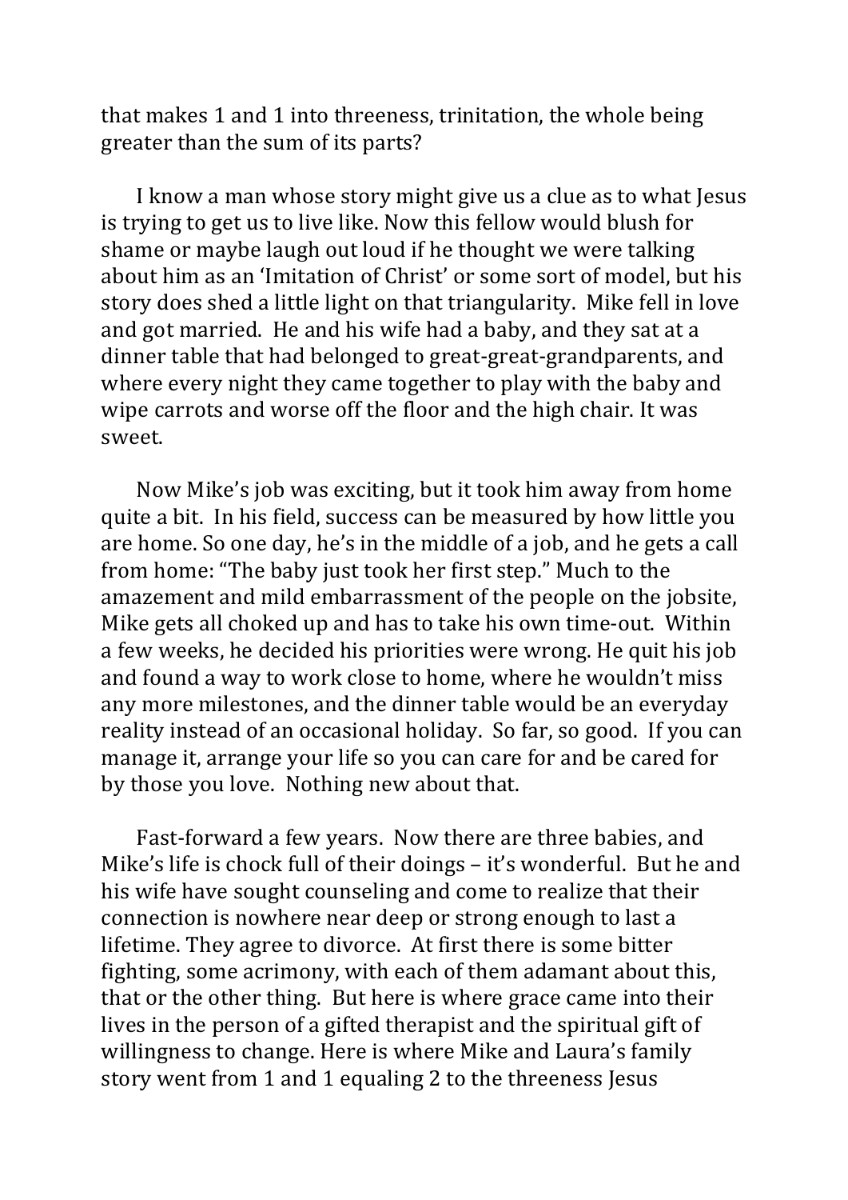that makes 1 and 1 into threeness, trinitation, the whole being greater than the sum of its parts?

I know a man whose story might give us a clue as to what Jesus is trying to get us to live like. Now this fellow would blush for shame or maybe laugh out loud if he thought we were talking about him as an 'Imitation of Christ' or some sort of model, but his story does shed a little light on that triangularity. Mike fell in love and got married. He and his wife had a baby, and they sat at a dinner table that had belonged to great-great-grandparents, and where every night they came together to play with the baby and wipe carrots and worse off the floor and the high chair. It was sweet.

Now Mike's job was exciting, but it took him away from home quite a bit. In his field, success can be measured by how little you are home. So one day, he's in the middle of a job, and he gets a call from home: "The baby just took her first step." Much to the amazement and mild embarrassment of the people on the jobsite, Mike gets all choked up and has to take his own time-out. Within a few weeks, he decided his priorities were wrong. He quit his job and found a way to work close to home, where he wouldn't miss any more milestones, and the dinner table would be an everyday reality instead of an occasional holiday. So far, so good. If you can manage it, arrange your life so you can care for and be cared for by those you love. Nothing new about that.

Fast-forward a few years. Now there are three babies, and Mike's life is chock full of their doings – it's wonderful. But he and his wife have sought counseling and come to realize that their connection is nowhere near deep or strong enough to last a lifetime. They agree to divorce. At first there is some bitter fighting, some acrimony, with each of them adamant about this, that or the other thing. But here is where grace came into their lives in the person of a gifted therapist and the spiritual gift of willingness to change. Here is where Mike and Laura's family story went from 1 and 1 equaling 2 to the threeness Jesus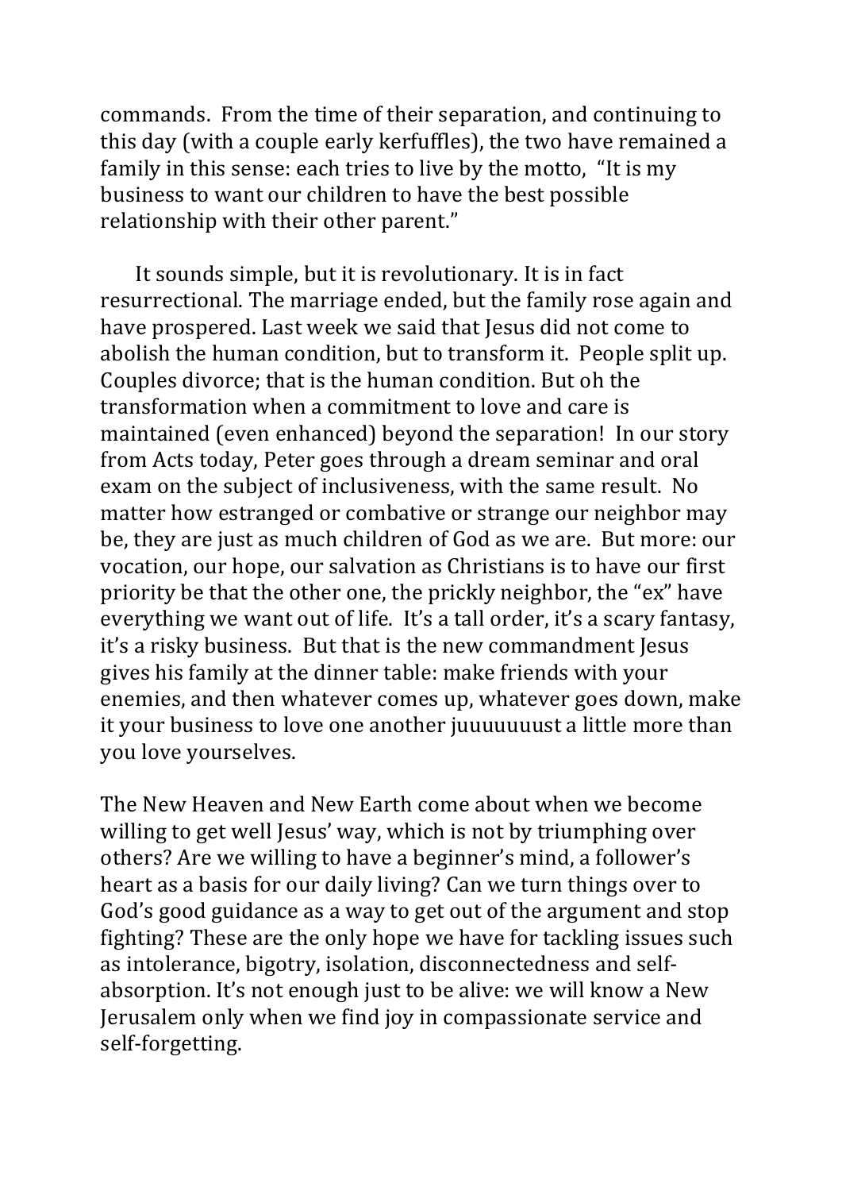commands. From the time of their separation, and continuing to this day (with a couple early kerfuffles), the two have remained a family in this sense: each tries to live by the motto, "It is my business to want our children to have the best possible relationship with their other parent."

It sounds simple, but it is revolutionary. It is in fact resurrectional. The marriage ended, but the family rose again and have prospered. Last week we said that Jesus did not come to abolish the human condition, but to transform it. People split up. Couples divorce; that is the human condition. But oh the transformation when a commitment to love and care is maintained (even enhanced) beyond the separation! In our story from Acts today, Peter goes through a dream seminar and oral exam on the subject of inclusiveness, with the same result. No matter how estranged or combative or strange our neighbor may be, they are just as much children of God as we are. But more: our vocation, our hope, our salvation as Christians is to have our first priority be that the other one, the prickly neighbor, the "ex" have everything we want out of life. It's a tall order, it's a scary fantasy, it's a risky business. But that is the new commandment Jesus gives his family at the dinner table: make friends with your enemies, and then whatever comes up, whatever goes down, make it your business to love one another juuuuuuust a little more than you love yourselves.

The New Heaven and New Earth come about when we become willing to get well Jesus' way, which is not by triumphing over others? Are we willing to have a beginner's mind, a follower's heart as a basis for our daily living? Can we turn things over to God's good guidance as a way to get out of the argument and stop fighting? These are the only hope we have for tackling issues such as intolerance, bigotry, isolation, disconnectedness and self-absorption. It's not enough just to be alive: we will know a New Jerusalem only when we find joy in compassionate service and self-forgetting.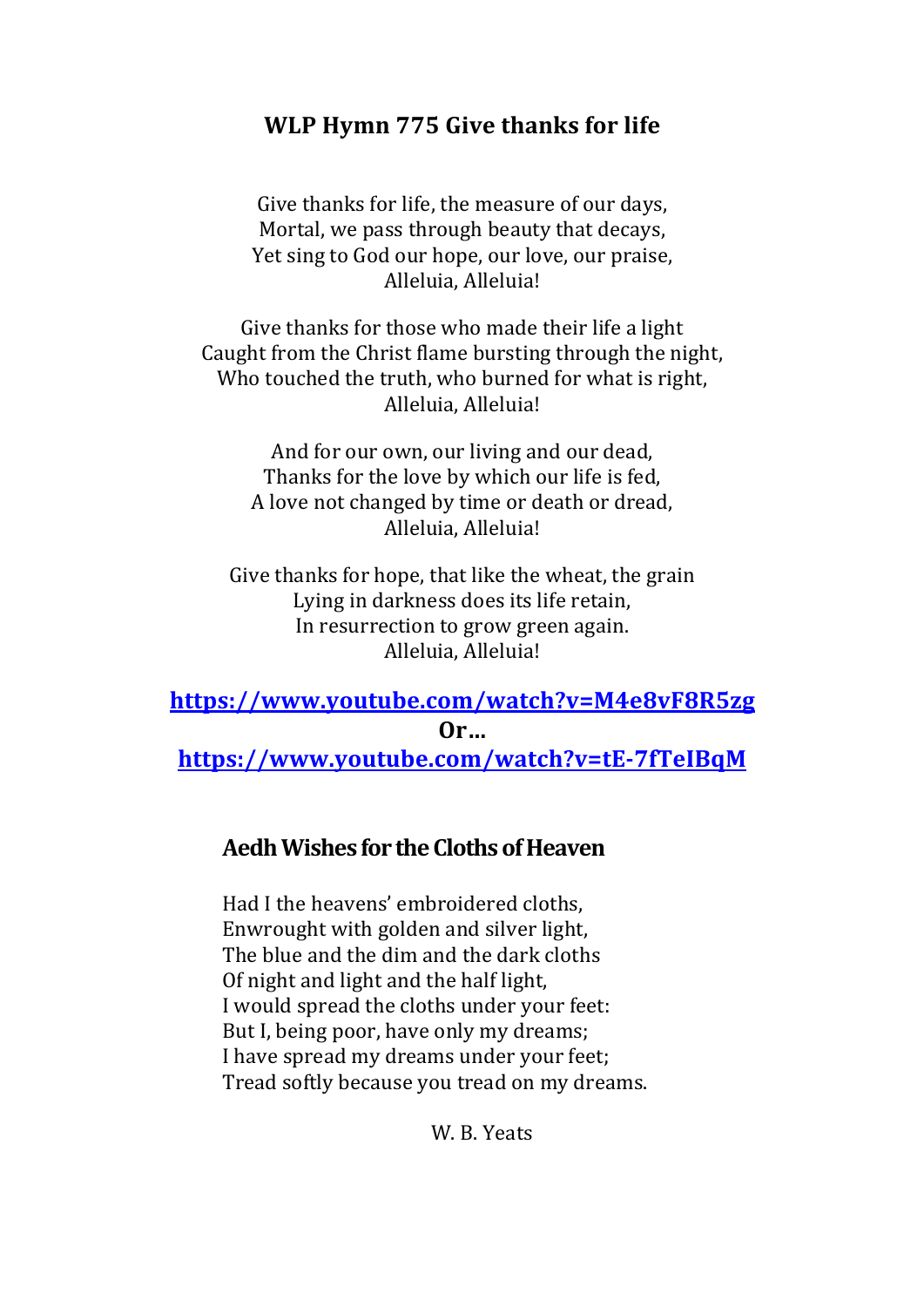## WLP Hymn 775 Give thanks for life

Give thanks for life, the measure of our days,
Mortal, we pass through beauty that decays,
Yet sing to God our hope, our love, our praise,
Alleluia, Alleluia!

Give thanks for those who made their life a light
Caught from the Christ flame bursting through the night,
Who touched the truth, who burned for what is right,
Alleluia, Alleluia!

And for our own, our living and our dead,
Thanks for the love by which our life is fed,
A love not changed by time or death or dread,
Alleluia, Alleluia!

Give thanks for hope, that like the wheat, the grain
Lying in darkness does its life retain,
In resurrection to grow green again.
Alleluia, Alleluia!

**https://www.youtube.com/watch?v=M4e8vF8R5zg**

**Or…**

**https://www.youtube.com/watch?v=tE-7fTeIBqM**

## Aedh Wishes for the Cloths of Heaven

Had I the heavens' embroidered cloths,
Enwrought with golden and silver light,
The blue and the dim and the dark cloths
Of night and light and the half light,
I would spread the cloths under your feet:
But I, being poor, have only my dreams;
I have spread my dreams under your feet;
Tread softly because you tread on my dreams.

W. B. Yeats